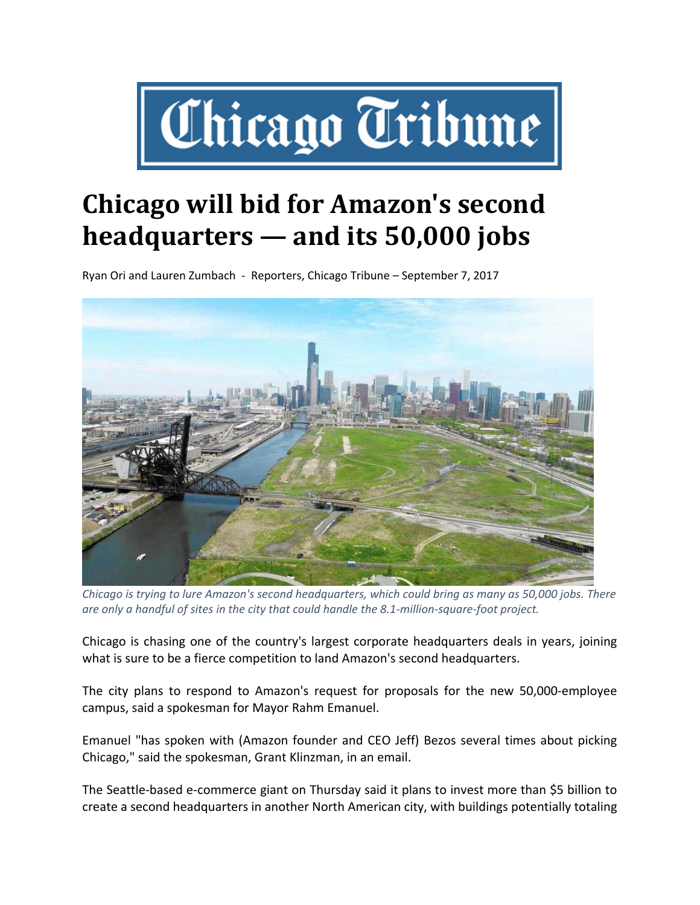# Chicago will bid for Amazon's second headquarters — and its 50,000 jobs

Ryan Ori and Lauren Zumbach - Reporters, Chicago Tribune – September 7, 2017

*Chicago is trying to lure Amazon's second headquarters, which could bring as many as 50,000 jobs. There are only a handful of sites in the city that could handle the 8.1-million-square-foot project.*

Chicago is chasing one of the country's largest corporate headquarters deals in years, joining what is sure to be a fierce competition to land Amazon's second headquarters.

The city plans to respond to Amazon's request for proposals for the new 50,000-employee campus, said a spokesman for Mayor Rahm Emanuel.

Emanuel "has spoken with (Amazon founder and CEO Jeff) Bezos several times about picking Chicago," said the spokesman, Grant Klinzman, in an email.

The Seattle-based e-commerce giant on Thursday said it plans to invest more than $5 billion to create a second headquarters in another North American city, with buildings potentially totaling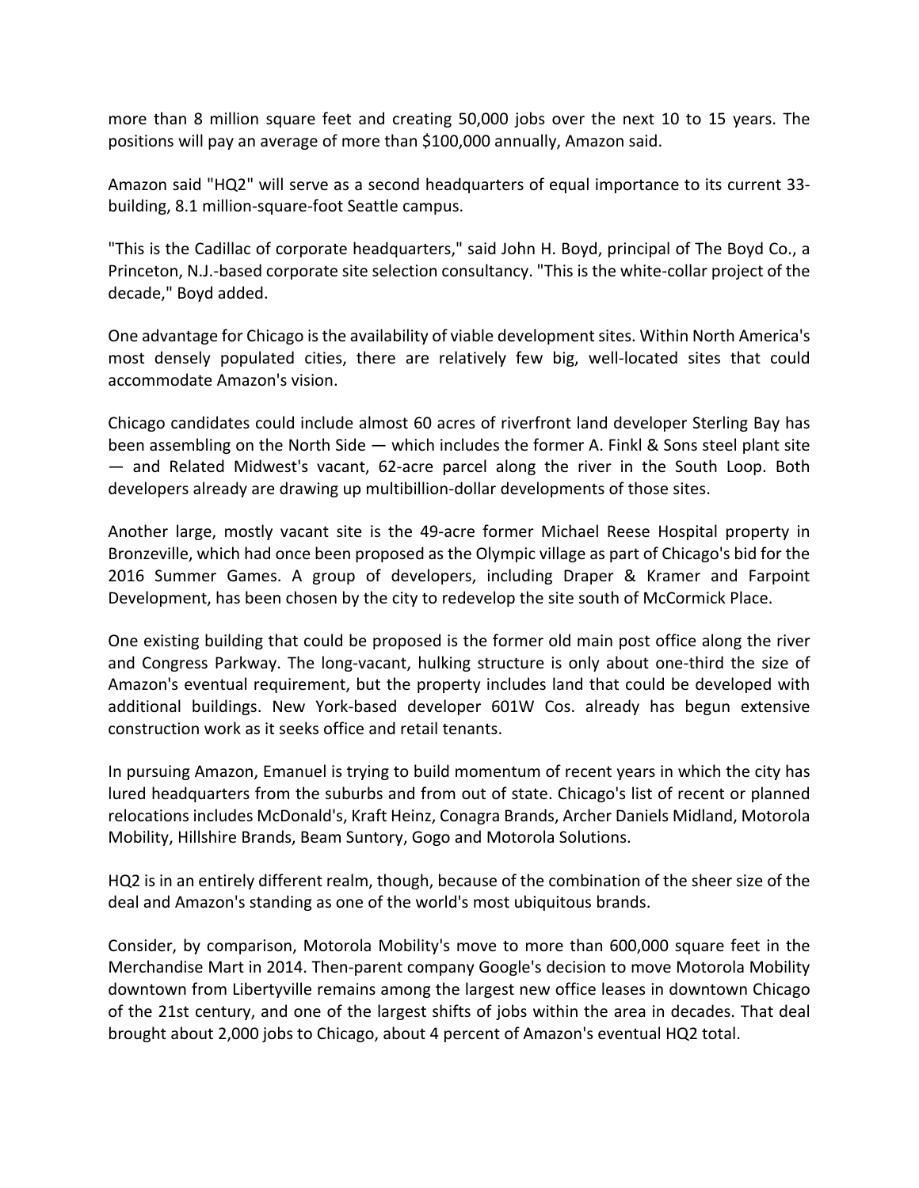more than 8 million square feet and creating 50,000 jobs over the next 10 to 15 years. The positions will pay an average of more than $100,000 annually, Amazon said.

Amazon said "HQ2" will serve as a second headquarters of equal importance to its current 33-building, 8.1 million-square-foot Seattle campus.

"This is the Cadillac of corporate headquarters," said John H. Boyd, principal of The Boyd Co., a Princeton, N.J.-based corporate site selection consultancy. "This is the white-collar project of the decade," Boyd added.

One advantage for Chicago is the availability of viable development sites. Within North America's most densely populated cities, there are relatively few big, well-located sites that could accommodate Amazon's vision.

Chicago candidates could include almost 60 acres of riverfront land developer Sterling Bay has been assembling on the North Side — which includes the former A. Finkl & Sons steel plant site — and Related Midwest's vacant, 62-acre parcel along the river in the South Loop. Both developers already are drawing up multibillion-dollar developments of those sites.

Another large, mostly vacant site is the 49-acre former Michael Reese Hospital property in Bronzeville, which had once been proposed as the Olympic village as part of Chicago's bid for the 2016 Summer Games. A group of developers, including Draper & Kramer and Farpoint Development, has been chosen by the city to redevelop the site south of McCormick Place.

One existing building that could be proposed is the former old main post office along the river and Congress Parkway. The long-vacant, hulking structure is only about one-third the size of Amazon's eventual requirement, but the property includes land that could be developed with additional buildings. New York-based developer 601W Cos. already has begun extensive construction work as it seeks office and retail tenants.

In pursuing Amazon, Emanuel is trying to build momentum of recent years in which the city has lured headquarters from the suburbs and from out of state. Chicago's list of recent or planned relocations includes McDonald's, Kraft Heinz, Conagra Brands, Archer Daniels Midland, Motorola Mobility, Hillshire Brands, Beam Suntory, Gogo and Motorola Solutions.

HQ2 is in an entirely different realm, though, because of the combination of the sheer size of the deal and Amazon's standing as one of the world's most ubiquitous brands.

Consider, by comparison, Motorola Mobility's move to more than 600,000 square feet in the Merchandise Mart in 2014. Then-parent company Google's decision to move Motorola Mobility downtown from Libertyville remains among the largest new office leases in downtown Chicago of the 21st century, and one of the largest shifts of jobs within the area in decades. That deal brought about 2,000 jobs to Chicago, about 4 percent of Amazon's eventual HQ2 total.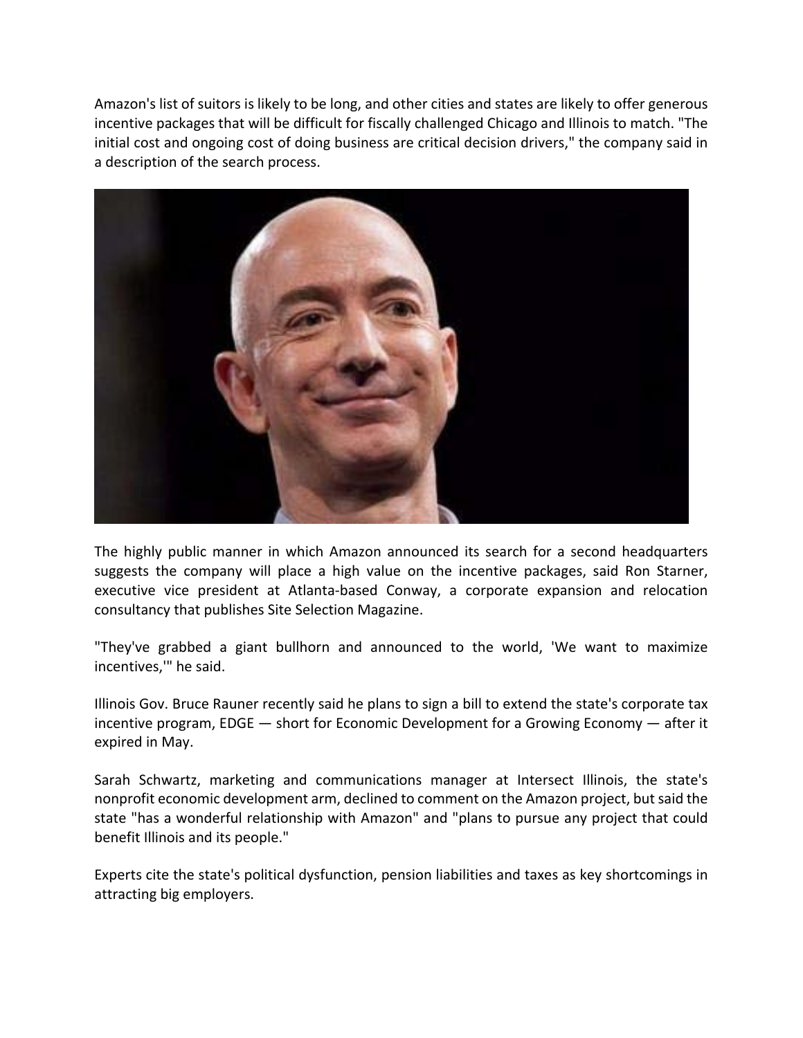Amazon's list of suitors is likely to be long, and other cities and states are likely to offer generous incentive packages that will be difficult for fiscally challenged Chicago and Illinois to match. "The initial cost and ongoing cost of doing business are critical decision drivers," the company said in a description of the search process.

The highly public manner in which Amazon announced its search for a second headquarters suggests the company will place a high value on the incentive packages, said Ron Starner, executive vice president at Atlanta-based Conway, a corporate expansion and relocation consultancy that publishes Site Selection Magazine.

"They've grabbed a giant bullhorn and announced to the world, 'We want to maximize incentives,'" he said.

Illinois Gov. Bruce Rauner recently said he plans to sign a bill to extend the state's corporate tax incentive program, EDGE — short for Economic Development for a Growing Economy — after it expired in May.

Sarah Schwartz, marketing and communications manager at Intersect Illinois, the state's nonprofit economic development arm, declined to comment on the Amazon project, but said the state "has a wonderful relationship with Amazon" and "plans to pursue any project that could benefit Illinois and its people."

Experts cite the state's political dysfunction, pension liabilities and taxes as key shortcomings in attracting big employers.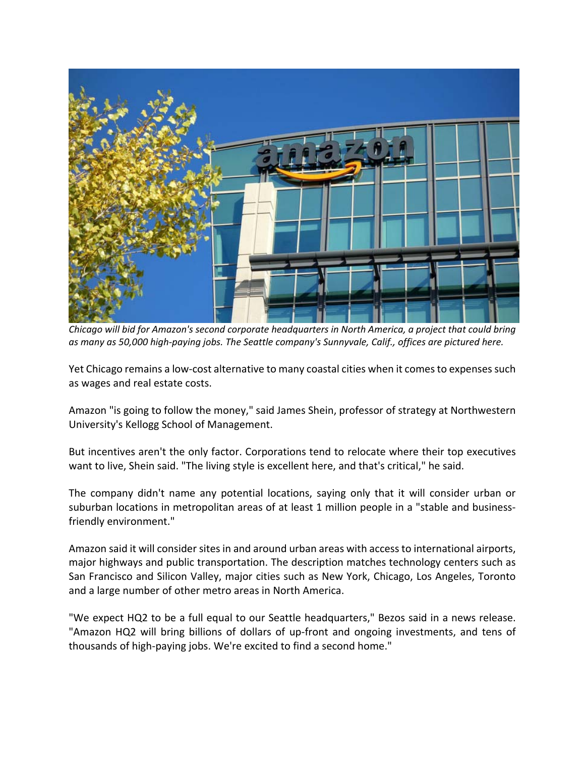*Chicago will bid for Amazon's second corporate headquarters in North America, a project that could bring as many as 50,000 high-paying jobs. The Seattle company's Sunnyvale, Calif., offices are pictured here.*

Yet Chicago remains a low-cost alternative to many coastal cities when it comes to expenses such as wages and real estate costs.

Amazon "is going to follow the money," said James Shein, professor of strategy at Northwestern University's Kellogg School of Management.

But incentives aren't the only factor. Corporations tend to relocate where their top executives want to live, Shein said. "The living style is excellent here, and that's critical," he said.

The company didn't name any potential locations, saying only that it will consider urban or suburban locations in metropolitan areas of at least 1 million people in a "stable and business-friendly environment."

Amazon said it will consider sites in and around urban areas with access to international airports, major highways and public transportation. The description matches technology centers such as San Francisco and Silicon Valley, major cities such as New York, Chicago, Los Angeles, Toronto and a large number of other metro areas in North America.

"We expect HQ2 to be a full equal to our Seattle headquarters," Bezos said in a news release. "Amazon HQ2 will bring billions of dollars of up-front and ongoing investments, and tens of thousands of high-paying jobs. We're excited to find a second home."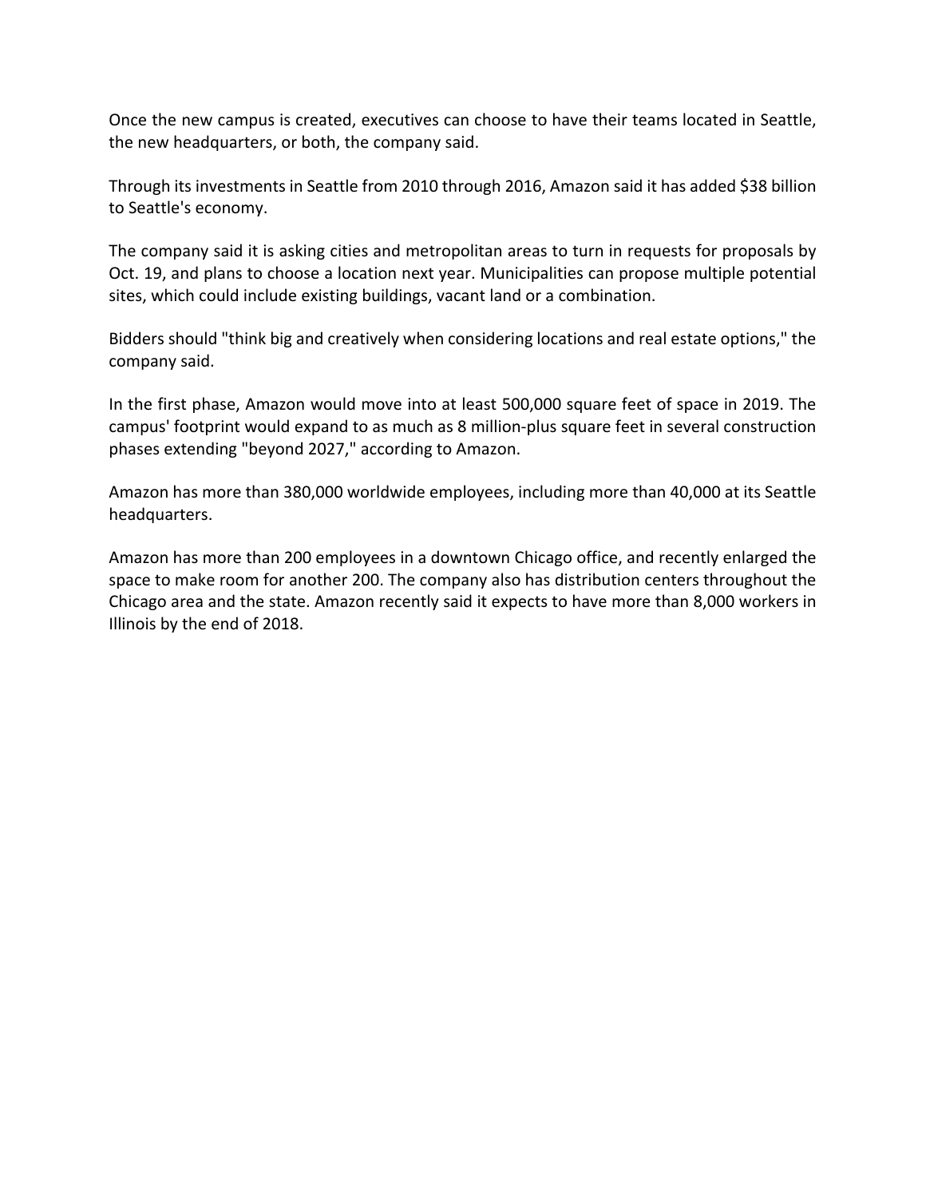Once the new campus is created, executives can choose to have their teams located in Seattle, the new headquarters, or both, the company said.

Through its investments in Seattle from 2010 through 2016, Amazon said it has added $38 billion to Seattle's economy.

The company said it is asking cities and metropolitan areas to turn in requests for proposals by Oct. 19, and plans to choose a location next year. Municipalities can propose multiple potential sites, which could include existing buildings, vacant land or a combination.

Bidders should "think big and creatively when considering locations and real estate options," the company said.

In the first phase, Amazon would move into at least 500,000 square feet of space in 2019. The campus' footprint would expand to as much as 8 million-plus square feet in several construction phases extending "beyond 2027," according to Amazon.

Amazon has more than 380,000 worldwide employees, including more than 40,000 at its Seattle headquarters.

Amazon has more than 200 employees in a downtown Chicago office, and recently enlarged the space to make room for another 200. The company also has distribution centers throughout the Chicago area and the state. Amazon recently said it expects to have more than 8,000 workers in Illinois by the end of 2018.